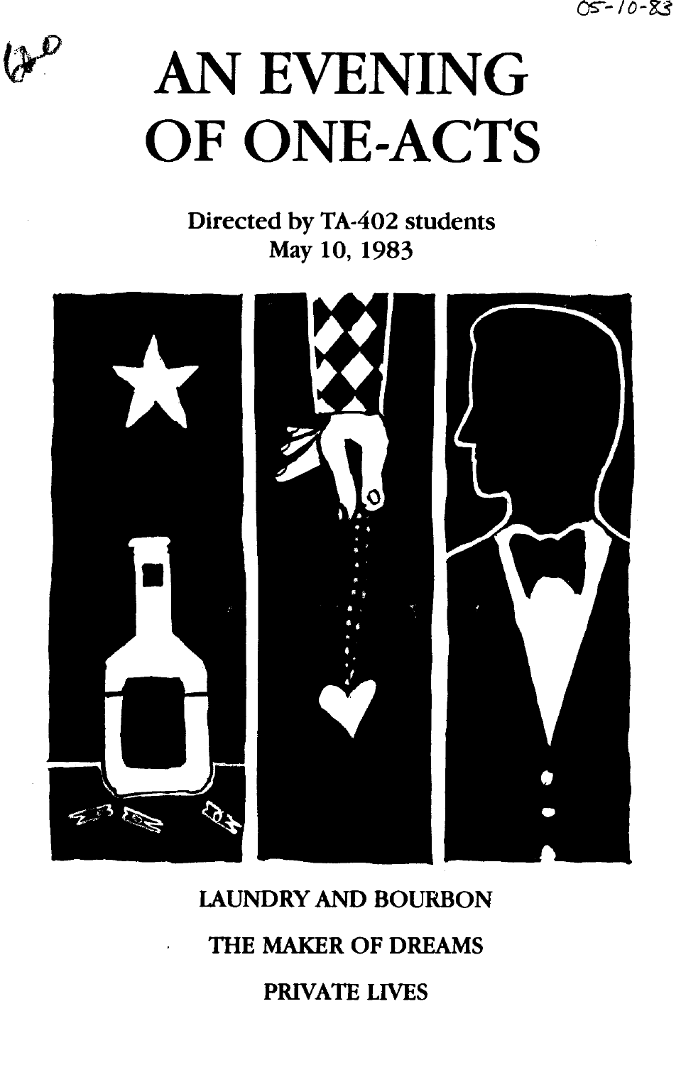# AN EVENING OF ONE-ACTS

Directed by TA-402 students
May 10, 1983

LAUNDRY AND BOURBON

THE MAKER OF DREAMS

PRIVATE LIVES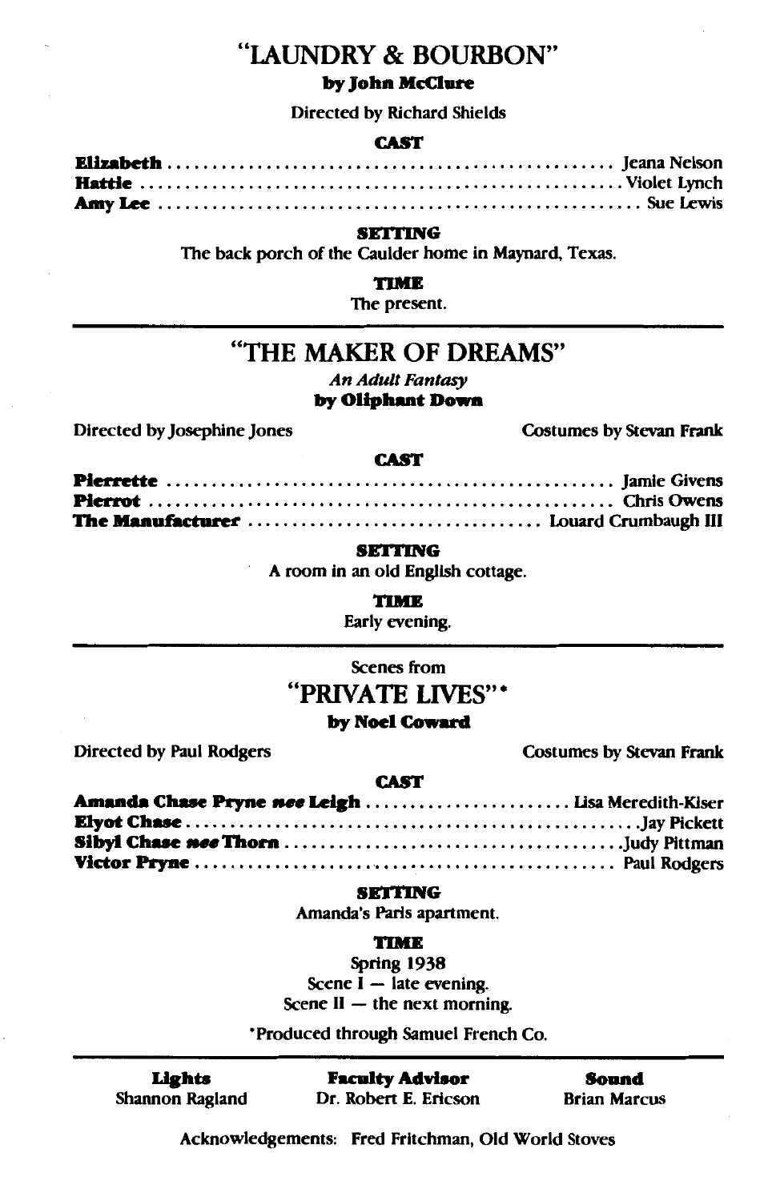## "LAUNDRY & BOURBON"

**by John McClure**

Directed by Richard Shields

**CAST**

**Elizabeth** .......... Jeana Nelson
**Hattie** .......... Violet Lynch
**Amy Lee** .......... Sue Lewis

**SETTING**

The back porch of the Caulder home in Maynard, Texas.

**TIME**

The present.

---

## "THE MAKER OF DREAMS"

*An Adult Fantasy*

**by Oliphant Down**

Directed by Josephine Jones

Costumes by Stevan Frank

**CAST**

**Pierrette** .......... Jamie Givens
**Pierrot** .......... Chris Owens
**The Manufacturer** .......... Louard Crumbaugh III

**SETTING**

A room in an old English cottage.

**TIME**

Early evening.

---

Scenes from

## "PRIVATE LIVES"*

**by Noel Coward**

Directed by Paul Rodgers

Costumes by Stevan Frank

**CAST**

**Amanda Chase Pryne *nee* Leigh** .......... Lisa Meredith-Kiser
**Elyot Chase** .......... Jay Pickett
**Sibyl Chase *nee* Thorn** .......... Judy Pittman
**Victor Pryne** .......... Paul Rodgers

**SETTING**

Amanda's Paris apartment.

**TIME**

Spring 1938
Scene I — late evening.
Scene II — the next morning.

*Produced through Samuel French Co.

---

**Lights**
Shannon Ragland

**Faculty Advisor**
Dr. Robert E. Ericson

**Sound**
Brian Marcus

Acknowledgements: Fred Fritchman, Old World Stoves